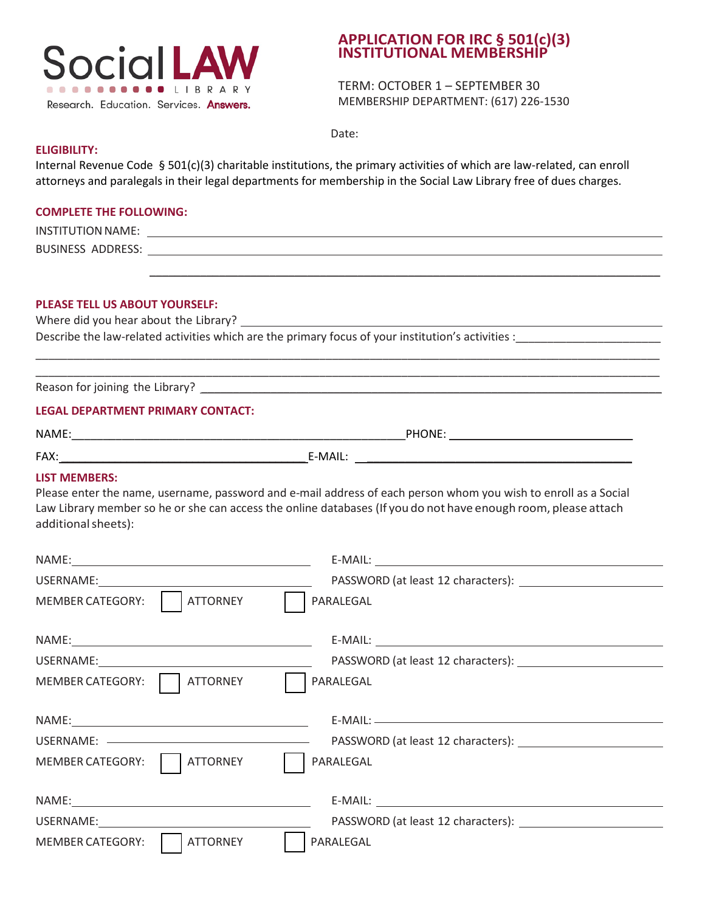Social LAW LIBRARY

Research. Education. Services. Answers.

# APPLICATION FOR IRC § 501(c)(3) INSTITUTIONAL MEMBERSHIP

TERM: OCTOBER 1 – SEPTEMBER 30
MEMBERSHIP DEPARTMENT: (617) 226-1530

Date:

**ELIGIBILITY:**
Internal Revenue Code § 501(c)(3) charitable institutions, the primary activities of which are law-related, can enroll attorneys and paralegals in their legal departments for membership in the Social Law Library free of dues charges.

**COMPLETE THE FOLLOWING:**

INSTITUTION NAME: ____________________

BUSINESS ADDRESS: ____________________

____________________

**PLEASE TELL US ABOUT YOURSELF:**

Where did you hear about the Library? ____________________

Describe the law-related activities which are the primary focus of your institution's activities: ____________________

____________________

____________________

Reason for joining the Library? ____________________

**LEGAL DEPARTMENT PRIMARY CONTACT:**

NAME: ____________________ PHONE: ____________________

FAX: ____________________ E-MAIL: ____________________

**LIST MEMBERS:**
Please enter the name, username, password and e-mail address of each person whom you wish to enroll as a Social Law Library member so he or she can access the online databases (If you do not have enough room, please attach additional sheets):

NAME: ____________________ E-MAIL: ____________________

USERNAME: ____________________ PASSWORD (at least 12 characters): ____________________

MEMBER CATEGORY: ☐ ATTORNEY ☐ PARALEGAL

NAME: ____________________ E-MAIL: ____________________

USERNAME: ____________________ PASSWORD (at least 12 characters): ____________________

MEMBER CATEGORY: ☐ ATTORNEY ☐ PARALEGAL

NAME: ____________________ E-MAIL: ____________________

USERNAME: ____________________ PASSWORD (at least 12 characters): ____________________

MEMBER CATEGORY: ☐ ATTORNEY ☐ PARALEGAL

NAME: ____________________ E-MAIL: ____________________

USERNAME: ____________________ PASSWORD (at least 12 characters): ____________________

MEMBER CATEGORY: ☐ ATTORNEY ☐ PARALEGAL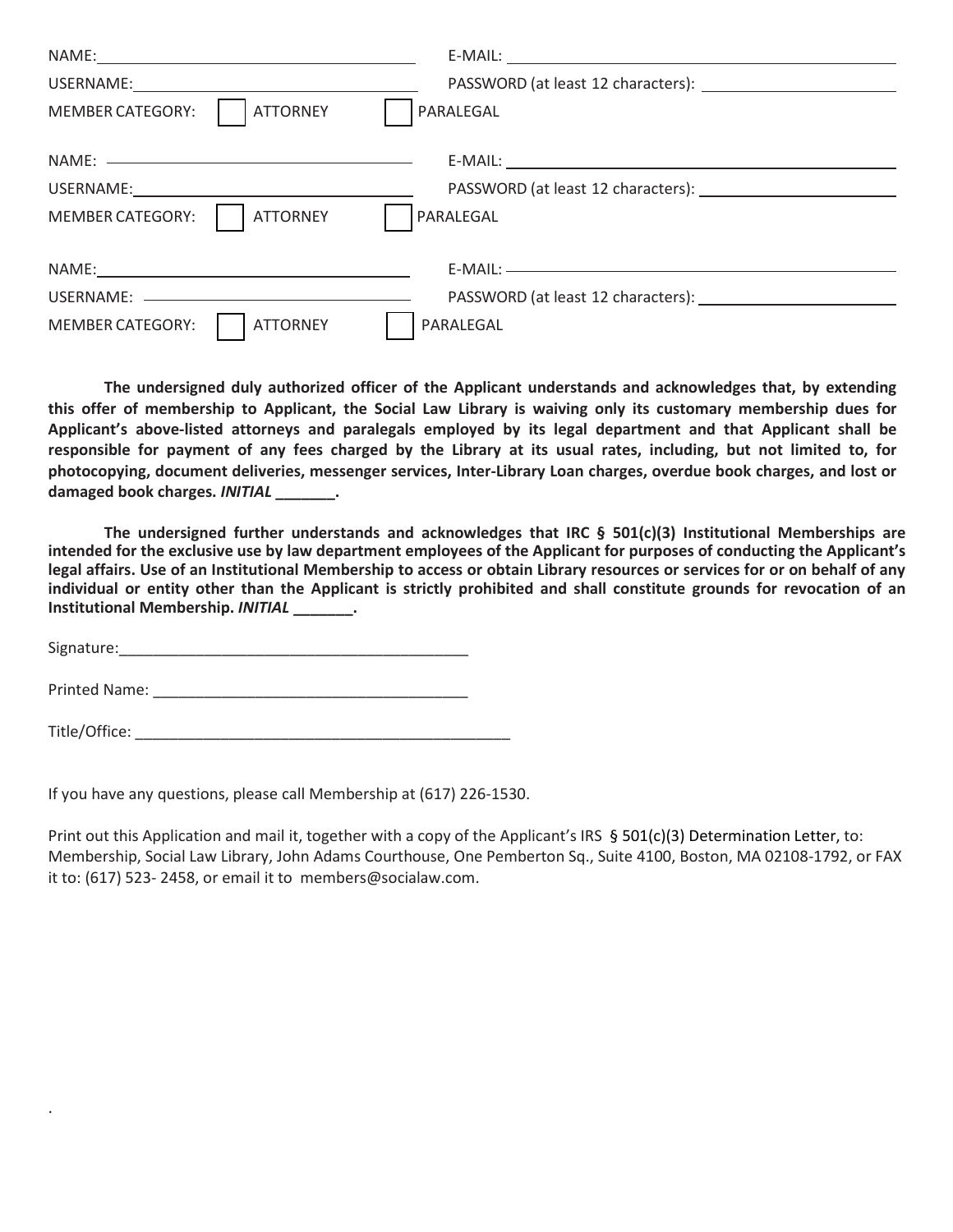NAME: ______________________________ E-MAIL: ______________________________

USERNAME: ______________________________ PASSWORD (at least 12 characters): ______________________________

MEMBER CATEGORY: ☐ ATTORNEY ☐ PARALEGAL

NAME: ______________________________ E-MAIL: ______________________________

USERNAME: ______________________________ PASSWORD (at least 12 characters): ______________________________

MEMBER CATEGORY: ☐ ATTORNEY ☐ PARALEGAL

NAME: ______________________________ E-MAIL: ______________________________

USERNAME: ______________________________ PASSWORD (at least 12 characters): ______________________________

MEMBER CATEGORY: ☐ ATTORNEY ☐ PARALEGAL

**The undersigned duly authorized officer of the Applicant understands and acknowledges that, by extending this offer of membership to Applicant, the Social Law Library is waiving only its customary membership dues for Applicant's above-listed attorneys and paralegals employed by its legal department and that Applicant shall be responsible for payment of any fees charged by the Library at its usual rates, including, but not limited to, for photocopying, document deliveries, messenger services, Inter-Library Loan charges, overdue book charges, and lost or damaged book charges. *INITIAL* _______.**

**The undersigned further understands and acknowledges that IRC § 501(c)(3) Institutional Memberships are intended for the exclusive use by law department employees of the Applicant for purposes of conducting the Applicant's legal affairs. Use of an Institutional Membership to access or obtain Library resources or services for or on behalf of any individual or entity other than the Applicant is strictly prohibited and shall constitute grounds for revocation of an Institutional Membership. *INITIAL* _______.**

Signature:__________________________________________

Printed Name: _____________________________________

Title/Office: ____________________________________________

If you have any questions, please call Membership at (617) 226-1530.

Print out this Application and mail it, together with a copy of the Applicant's IRS § 501(c)(3) Determination Letter, to: Membership, Social Law Library, John Adams Courthouse, One Pemberton Sq., Suite 4100, Boston, MA 02108-1792, or FAX it to: (617) 523- 2458, or email it to members@socialaw.com.